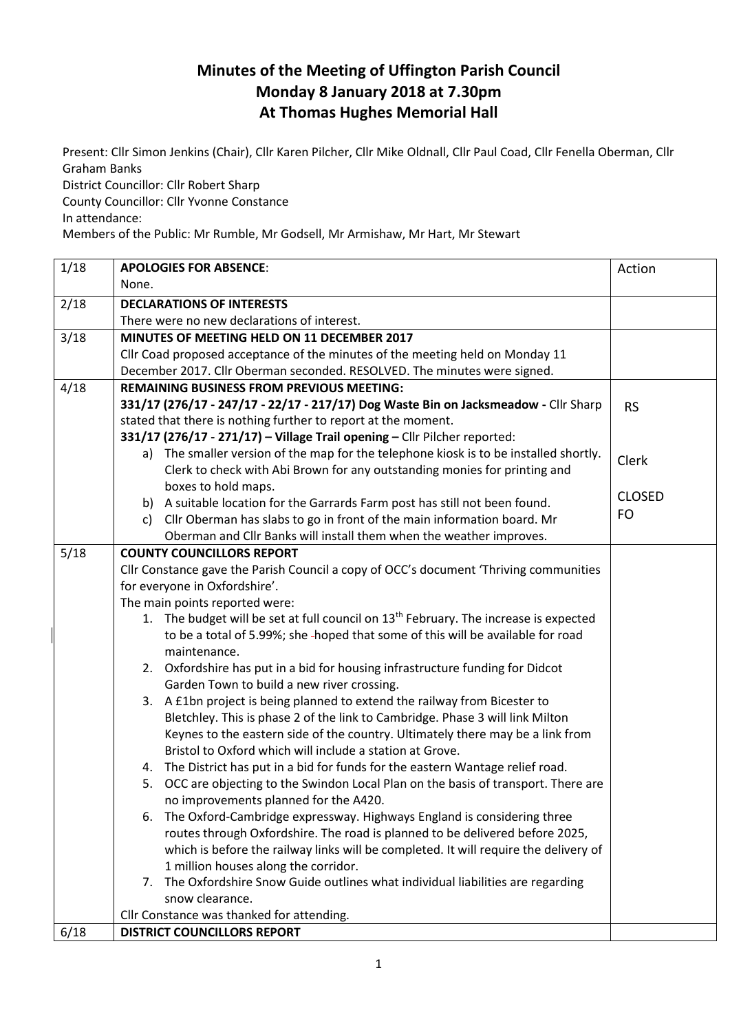# Minutes of the Meeting of Uffington Parish Council
# Monday 8 January 2018 at 7.30pm
# At Thomas Hughes Memorial Hall

Present: Cllr Simon Jenkins (Chair), Cllr Karen Pilcher, Cllr Mike Oldnall, Cllr Paul Coad, Cllr Fenella Oberman, Cllr Graham Banks
District Councillor: Cllr Robert Sharp
County Councillor: Cllr Yvonne Constance
In attendance:
Members of the Public: Mr Rumble, Mr Godsell, Mr Armishaw, Mr Hart, Mr Stewart

| | | |
|---|---|---|
| 1/18 | **APOLOGIES FOR ABSENCE**:<br>None. | Action |
| 2/18 | **DECLARATIONS OF INTERESTS**<br>There were no new declarations of interest. | |
| 3/18 | **MINUTES OF MEETING HELD ON 11 DECEMBER 2017**<br>Cllr Coad proposed acceptance of the minutes of the meeting held on Monday 11 December 2017. Cllr Oberman seconded. RESOLVED. The minutes were signed. | |
| 4/18 | **REMAINING BUSINESS FROM PREVIOUS MEETING:**<br>**331/17 (276/17 - 247/17 - 22/17 - 217/17) Dog Waste Bin on Jacksmeadow -** Cllr Sharp stated that there is nothing further to report at the moment.<br>**331/17 (276/17 - 271/17) – Village Trail opening –** Cllr Pilcher reported:<br>a) The smaller version of the map for the telephone kiosk is to be installed shortly. Clerk to check with Abi Brown for any outstanding monies for printing and boxes to hold maps.<br>b) A suitable location for the Garrards Farm post has still not been found.<br>c) Cllr Oberman has slabs to go in front of the main information board. Mr Oberman and Cllr Banks will install them when the weather improves. | RS<br><br>Clerk<br><br>CLOSED<br>FO |
| 5/18 | **COUNTY COUNCILLORS REPORT**<br>Cllr Constance gave the Parish Council a copy of OCC's document 'Thriving communities for everyone in Oxfordshire'.<br>The main points reported were:<br>1. The budget will be set at full council on 13th February. The increase is expected to be a total of 5.99%; she hoped that some of this will be available for road maintenance.<br>2. Oxfordshire has put in a bid for housing infrastructure funding for Didcot Garden Town to build a new river crossing.<br>3. A £1bn project is being planned to extend the railway from Bicester to Bletchley. This is phase 2 of the link to Cambridge. Phase 3 will link Milton Keynes to the eastern side of the country. Ultimately there may be a link from Bristol to Oxford which will include a station at Grove.<br>4. The District has put in a bid for funds for the eastern Wantage relief road.<br>5. OCC are objecting to the Swindon Local Plan on the basis of transport. There are no improvements planned for the A420.<br>6. The Oxford-Cambridge expressway. Highways England is considering three routes through Oxfordshire. The road is planned to be delivered before 2025, which is before the railway links will be completed. It will require the delivery of 1 million houses along the corridor.<br>7. The Oxfordshire Snow Guide outlines what individual liabilities are regarding snow clearance.<br>Cllr Constance was thanked for attending. | |
| 6/18 | **DISTRICT COUNCILLORS REPORT** | |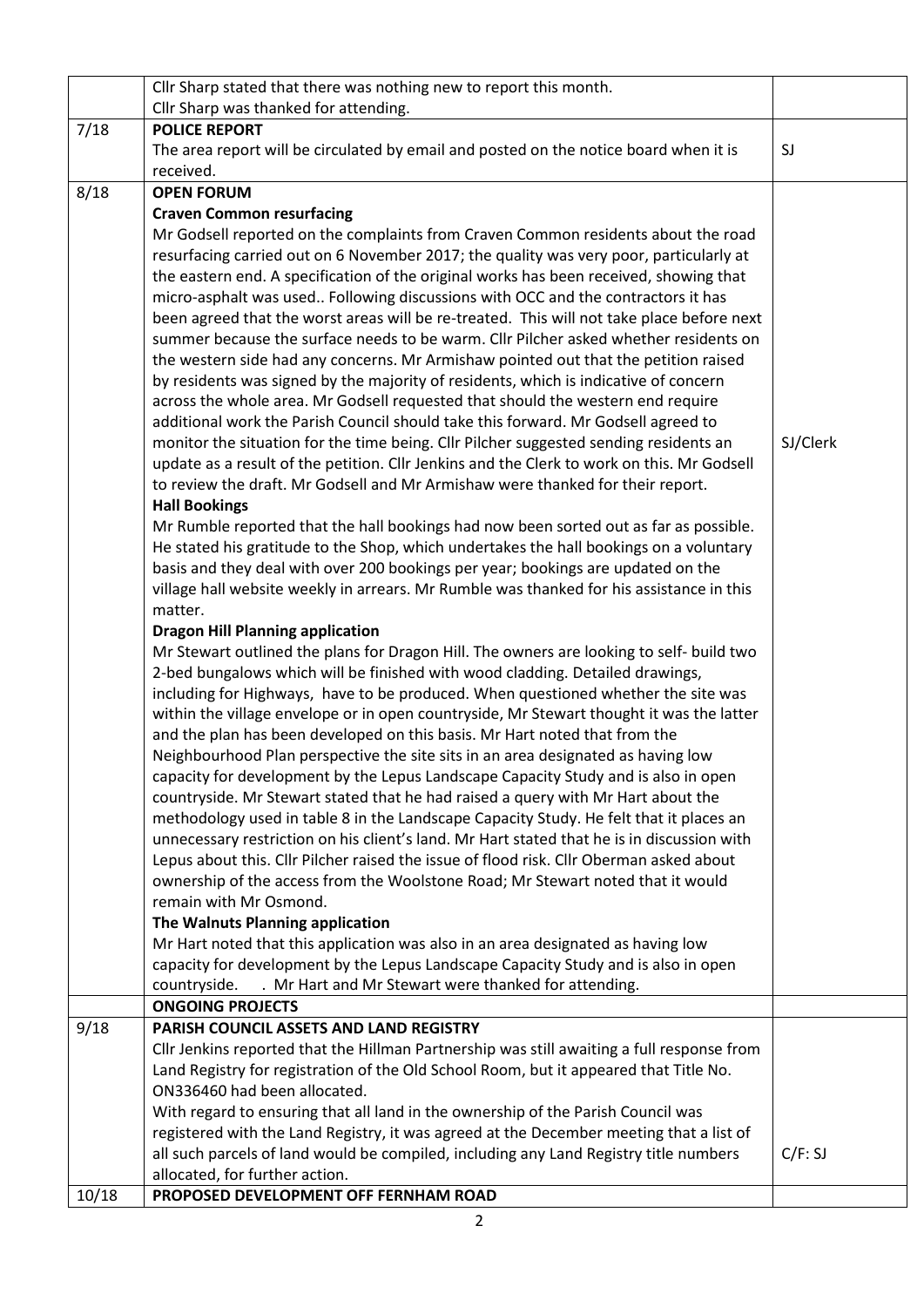| | | |
|---|---|---|
| | Cllr Sharp stated that there was nothing new to report this month.<br>Cllr Sharp was thanked for attending. | |
| 7/18 | **POLICE REPORT**<br>The area report will be circulated by email and posted on the notice board when it is received. | SJ |
| 8/18 | **OPEN FORUM**<br>**Craven Common resurfacing**<br>Mr Godsell reported on the complaints from Craven Common residents about the road resurfacing carried out on 6 November 2017; the quality was very poor, particularly at the eastern end. A specification of the original works has been received, showing that micro-asphalt was used.. Following discussions with OCC and the contractors it has been agreed that the worst areas will be re-treated. This will not take place before next summer because the surface needs to be warm. Cllr Pilcher asked whether residents on the western side had any concerns. Mr Armishaw pointed out that the petition raised by residents was signed by the majority of residents, which is indicative of concern across the whole area. Mr Godsell requested that should the western end require additional work the Parish Council should take this forward. Mr Godsell agreed to monitor the situation for the time being. Cllr Pilcher suggested sending residents an update as a result of the petition. Cllr Jenkins and the Clerk to work on this. Mr Godsell to review the draft. Mr Godsell and Mr Armishaw were thanked for their report.<br>**Hall Bookings**<br>Mr Rumble reported that the hall bookings had now been sorted out as far as possible. He stated his gratitude to the Shop, which undertakes the hall bookings on a voluntary basis and they deal with over 200 bookings per year; bookings are updated on the village hall website weekly in arrears. Mr Rumble was thanked for his assistance in this matter.<br>**Dragon Hill Planning application**<br>Mr Stewart outlined the plans for Dragon Hill. The owners are looking to self- build two 2-bed bungalows which will be finished with wood cladding. Detailed drawings, including for Highways, have to be produced. When questioned whether the site was within the village envelope or in open countryside, Mr Stewart thought it was the latter and the plan has been developed on this basis. Mr Hart noted that from the Neighbourhood Plan perspective the site sits in an area designated as having low capacity for development by the Lepus Landscape Capacity Study and is also in open countryside. Mr Stewart stated that he had raised a query with Mr Hart about the methodology used in table 8 in the Landscape Capacity Study. He felt that it places an unnecessary restriction on his client's land. Mr Hart stated that he is in discussion with Lepus about this. Cllr Pilcher raised the issue of flood risk. Cllr Oberman asked about ownership of the access from the Woolstone Road; Mr Stewart noted that it would remain with Mr Osmond.<br>**The Walnuts Planning application**<br>Mr Hart noted that this application was also in an area designated as having low capacity for development by the Lepus Landscape Capacity Study and is also in open countryside. . Mr Hart and Mr Stewart were thanked for attending. | SJ/Clerk |
| | **ONGOING PROJECTS** | |
| 9/18 | **PARISH COUNCIL ASSETS AND LAND REGISTRY**<br>Cllr Jenkins reported that the Hillman Partnership was still awaiting a full response from Land Registry for registration of the Old School Room, but it appeared that Title No. ON336460 had been allocated.<br>With regard to ensuring that all land in the ownership of the Parish Council was registered with the Land Registry, it was agreed at the December meeting that a list of all such parcels of land would be compiled, including any Land Registry title numbers allocated, for further action. | C/F: SJ |
| 10/18 | **PROPOSED DEVELOPMENT OFF FERNHAM ROAD** | |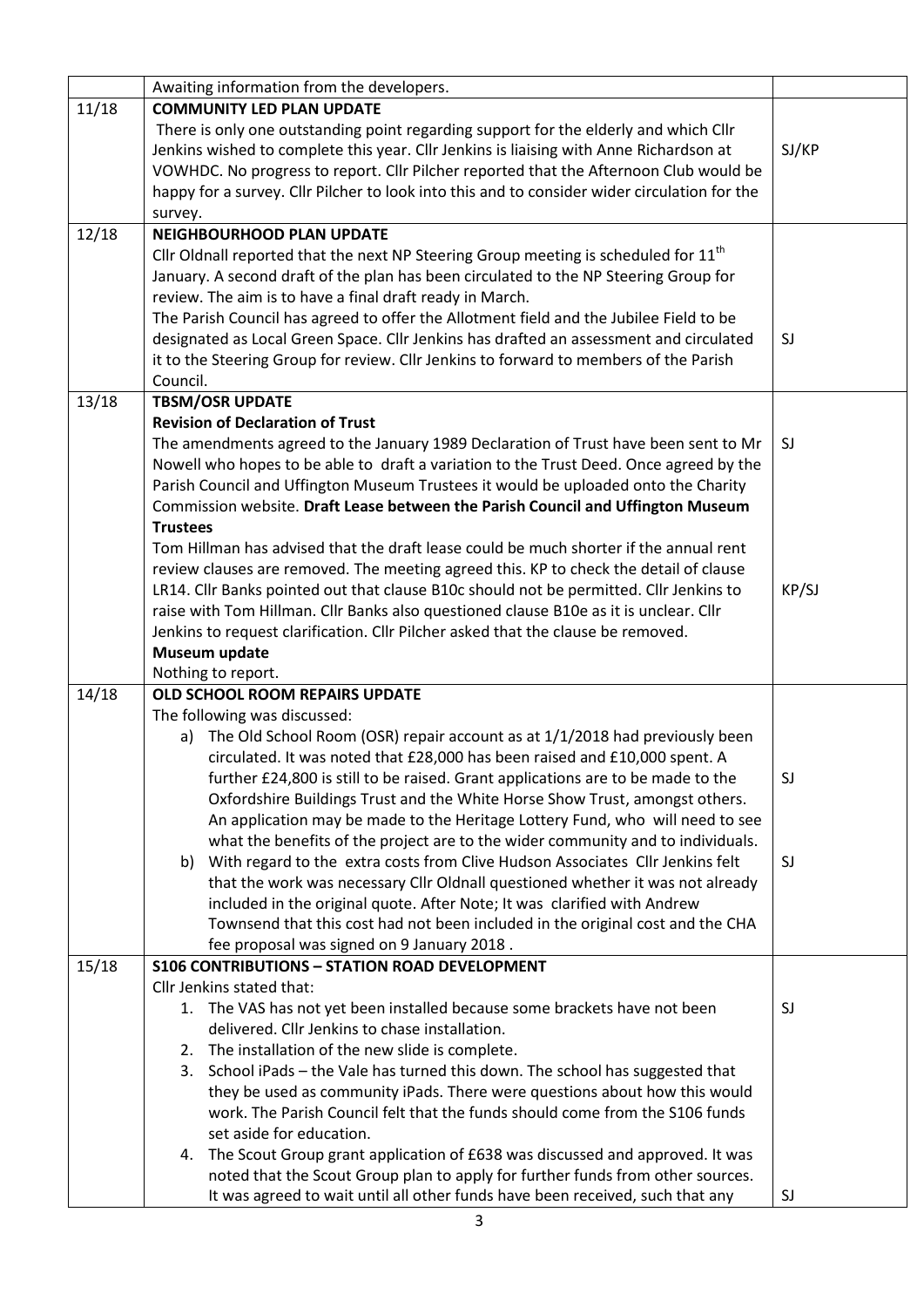| | | |
|---|---|---|
| | Awaiting information from the developers. | |
| 11/18 | **COMMUNITY LED PLAN UPDATE**<br>There is only one outstanding point regarding support for the elderly and which Cllr Jenkins wished to complete this year. Cllr Jenkins is liaising with Anne Richardson at VOWHDC. No progress to report. Cllr Pilcher reported that the Afternoon Club would be happy for a survey. Cllr Pilcher to look into this and to consider wider circulation for the survey. | SJ/KP |
| 12/18 | **NEIGHBOURHOOD PLAN UPDATE**<br>Cllr Oldnall reported that the next NP Steering Group meeting is scheduled for 11th January. A second draft of the plan has been circulated to the NP Steering Group for review. The aim is to have a final draft ready in March.<br>The Parish Council has agreed to offer the Allotment field and the Jubilee Field to be designated as Local Green Space. Cllr Jenkins has drafted an assessment and circulated it to the Steering Group for review. Cllr Jenkins to forward to members of the Parish Council. | SJ |
| 13/18 | **TBSM/OSR UPDATE**<br>**Revision of Declaration of Trust**<br>The amendments agreed to the January 1989 Declaration of Trust have been sent to Mr Nowell who hopes to be able to draft a variation to the Trust Deed. Once agreed by the Parish Council and Uffington Museum Trustees it would be uploaded onto the Charity Commission website. **Draft Lease between the Parish Council and Uffington Museum Trustees**<br>Tom Hillman has advised that the draft lease could be much shorter if the annual rent review clauses are removed. The meeting agreed this. KP to check the detail of clause LR14. Cllr Banks pointed out that clause B10c should not be permitted. Cllr Jenkins to raise with Tom Hillman. Cllr Banks also questioned clause B10e as it is unclear. Cllr Jenkins to request clarification. Cllr Pilcher asked that the clause be removed.<br>**Museum update**<br>Nothing to report. | SJ<br><br><br><br><br>KP/SJ |
| 14/18 | **OLD SCHOOL ROOM REPAIRS UPDATE**<br>The following was discussed:<br>a) The Old School Room (OSR) repair account as at 1/1/2018 had previously been circulated. It was noted that £28,000 has been raised and £10,000 spent. A further £24,800 is still to be raised. Grant applications are to be made to the Oxfordshire Buildings Trust and the White Horse Show Trust, amongst others. An application may be made to the Heritage Lottery Fund, who will need to see what the benefits of the project are to the wider community and to individuals.<br>b) With regard to the extra costs from Clive Hudson Associates Cllr Jenkins felt that the work was necessary Cllr Oldnall questioned whether it was not already included in the original quote. After Note; It was clarified with Andrew Townsend that this cost had not been included in the original cost and the CHA fee proposal was signed on 9 January 2018 . | SJ<br><br>SJ |
| 15/18 | **S106 CONTRIBUTIONS – STATION ROAD DEVELOPMENT**<br>Cllr Jenkins stated that:<br>1. The VAS has not yet been installed because some brackets have not been delivered. Cllr Jenkins to chase installation.<br>2. The installation of the new slide is complete.<br>3. School iPads – the Vale has turned this down. The school has suggested that they be used as community iPads. There were questions about how this would work. The Parish Council felt that the funds should come from the S106 funds set aside for education.<br>4. The Scout Group grant application of £638 was discussed and approved. It was noted that the Scout Group plan to apply for further funds from other sources. It was agreed to wait until all other funds have been received, such that any | SJ<br><br><br><br><br>SJ |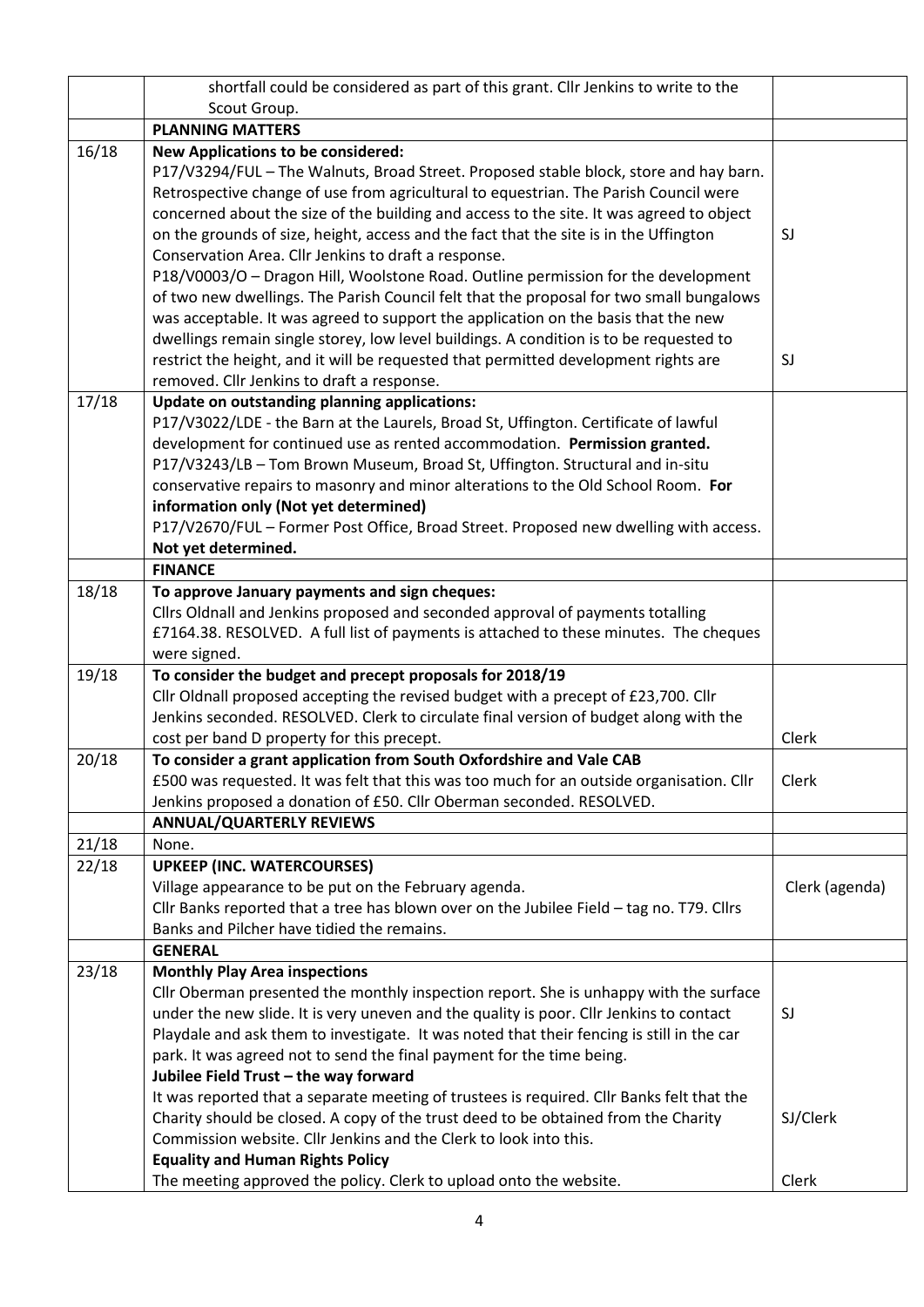| | | |
|---|---|---|
| | shortfall could be considered as part of this grant. Cllr Jenkins to write to the Scout Group. | |
| | **PLANNING MATTERS** | |
| 16/18 | **New Applications to be considered:**<br>P17/V3294/FUL – The Walnuts, Broad Street. Proposed stable block, store and hay barn. Retrospective change of use from agricultural to equestrian. The Parish Council were concerned about the size of the building and access to the site. It was agreed to object on the grounds of size, height, access and the fact that the site is in the Uffington Conservation Area. Cllr Jenkins to draft a response.<br>P18/V0003/O – Dragon Hill, Woolstone Road. Outline permission for the development of two new dwellings. The Parish Council felt that the proposal for two small bungalows was acceptable. It was agreed to support the application on the basis that the new dwellings remain single storey, low level buildings. A condition is to be requested to restrict the height, and it will be requested that permitted development rights are removed. Cllr Jenkins to draft a response. | SJ<br><br>SJ |
| 17/18 | **Update on outstanding planning applications:**<br>P17/V3022/LDE - the Barn at the Laurels, Broad St, Uffington. Certificate of lawful development for continued use as rented accommodation. **Permission granted.**<br>P17/V3243/LB – Tom Brown Museum, Broad St, Uffington. Structural and in-situ conservative repairs to masonry and minor alterations to the Old School Room. **For information only (Not yet determined)**<br>P17/V2670/FUL – Former Post Office, Broad Street. Proposed new dwelling with access. **Not yet determined.** | |
| | **FINANCE** | |
| 18/18 | **To approve January payments and sign cheques:**<br>Cllrs Oldnall and Jenkins proposed and seconded approval of payments totalling £7164.38. RESOLVED. A full list of payments is attached to these minutes. The cheques were signed. | |
| 19/18 | **To consider the budget and precept proposals for 2018/19**<br>Cllr Oldnall proposed accepting the revised budget with a precept of £23,700. Cllr Jenkins seconded. RESOLVED. Clerk to circulate final version of budget along with the cost per band D property for this precept. | Clerk |
| 20/18 | **To consider a grant application from South Oxfordshire and Vale CAB**<br>£500 was requested. It was felt that this was too much for an outside organisation. Cllr Jenkins proposed a donation of £50. Cllr Oberman seconded. RESOLVED. | Clerk |
| | **ANNUAL/QUARTERLY REVIEWS** | |
| 21/18 | None. | |
| 22/18 | **UPKEEP (INC. WATERCOURSES)**<br>Village appearance to be put on the February agenda.<br>Cllr Banks reported that a tree has blown over on the Jubilee Field – tag no. T79. Cllrs Banks and Pilcher have tidied the remains. | Clerk (agenda) |
| | **GENERAL** | |
| 23/18 | **Monthly Play Area inspections**<br>Cllr Oberman presented the monthly inspection report. She is unhappy with the surface under the new slide. It is very uneven and the quality is poor. Cllr Jenkins to contact Playdale and ask them to investigate. It was noted that their fencing is still in the car park. It was agreed not to send the final payment for the time being.<br>**Jubilee Field Trust – the way forward**<br>It was reported that a separate meeting of trustees is required. Cllr Banks felt that the Charity should be closed. A copy of the trust deed to be obtained from the Charity Commission website. Cllr Jenkins and the Clerk to look into this.<br>**Equality and Human Rights Policy**<br>The meeting approved the policy. Clerk to upload onto the website. | SJ<br><br>SJ/Clerk<br><br>Clerk |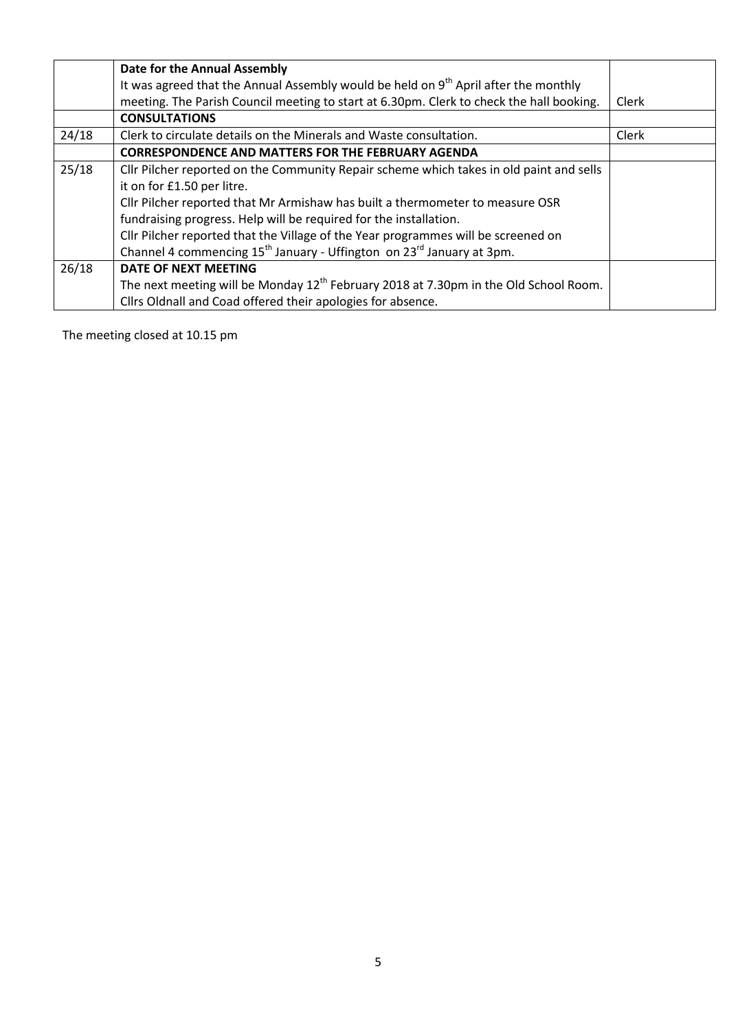| | | |
|---|---|---|
| | **Date for the Annual Assembly**<br>It was agreed that the Annual Assembly would be held on 9th April after the monthly meeting. The Parish Council meeting to start at 6.30pm. Clerk to check the hall booking. | Clerk |
| | **CONSULTATIONS** | |
| 24/18 | Clerk to circulate details on the Minerals and Waste consultation. | Clerk |
| | **CORRESPONDENCE AND MATTERS FOR THE FEBRUARY AGENDA** | |
| 25/18 | Cllr Pilcher reported on the Community Repair scheme which takes in old paint and sells it on for £1.50 per litre.<br>Cllr Pilcher reported that Mr Armishaw has built a thermometer to measure OSR fundraising progress. Help will be required for the installation.<br>Cllr Pilcher reported that the Village of the Year programmes will be screened on Channel 4 commencing 15th January - Uffington on 23rd January at 3pm. | |
| 26/18 | **DATE OF NEXT MEETING**<br>The next meeting will be Monday 12th February 2018 at 7.30pm in the Old School Room.<br>Cllrs Oldnall and Coad offered their apologies for absence. | |

The meeting closed at 10.15 pm